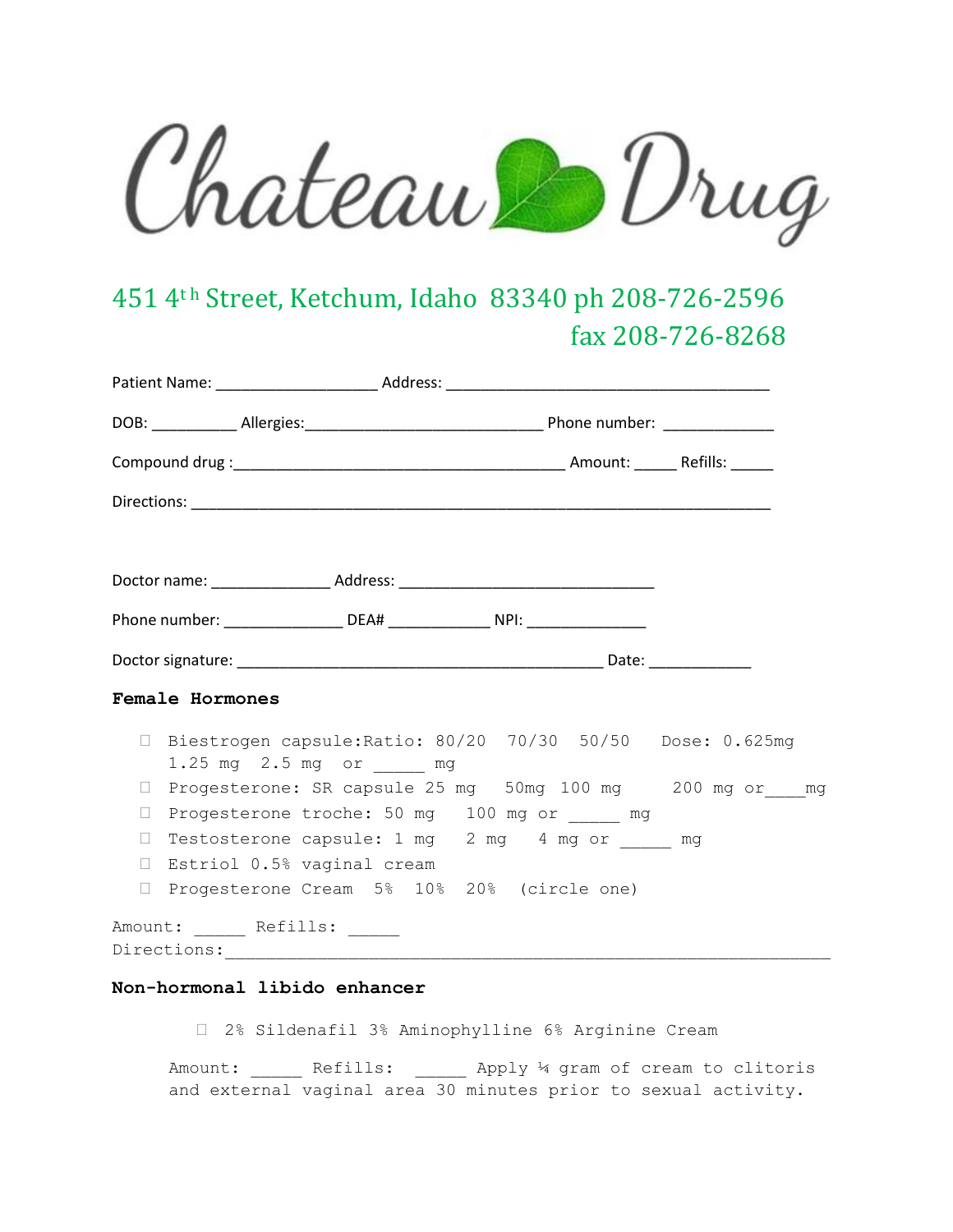# Chateau Drug

451 4th Street, Ketchum, Idaho 83340 ph 208-726-2596
fax 208-726-8268

Patient Name: ___________________ Address: ______________________________________

DOB: __________ Allergies:____________________________ Phone number: _____________

Compound drug :_______________________________________ Amount: _____ Refills: _____

Directions: ____________________________________________________________________

Doctor name: ______________ Address: ______________________________

Phone number: ______________ DEA# ____________ NPI: ______________

Doctor signature: __________________________________________ Date: ____________

**Female Hormones**

- ☐ Biestrogen capsule:Ratio: 80/20 70/30 50/50 Dose: 0.625mg 1.25 mg 2.5 mg or _____ mg
- ☐ Progesterone: SR capsule 25 mg 50mg 100 mg 200 mg or____mg
- ☐ Progesterone troche: 50 mg 100 mg or _____ mg
- ☐ Testosterone capsule: 1 mg 2 mg 4 mg or _____ mg
- ☐ Estriol 0.5% vaginal cream
- ☐ Progesterone Cream 5% 10% 20% (circle one)

Amount: _____ Refills: _____
Directions:_______________________________________________________________

**Non-hormonal libido enhancer**

- ☐ 2% Sildenafil 3% Aminophylline 6% Arginine Cream

Amount: _____ Refills: _____ Apply ¼ gram of cream to clitoris and external vaginal area 30 minutes prior to sexual activity.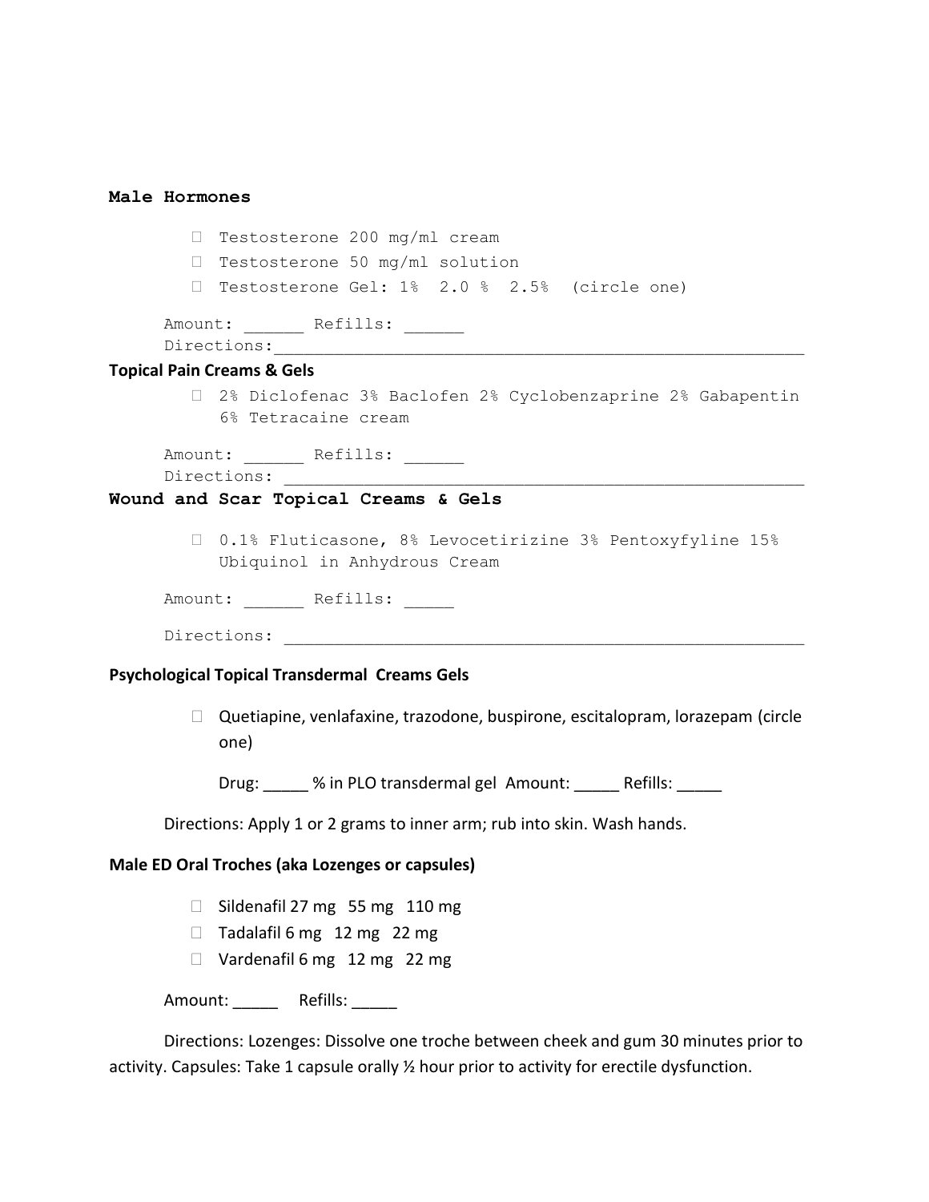**Male Hormones**

- ☐ Testosterone 200 mg/ml cream
- ☐ Testosterone 50 mg/ml solution
- ☐ Testosterone Gel: 1% 2.0 % 2.5% (circle one)

Amount: ______ Refills: ______
Directions:_______________________________________________________

**Topical Pain Creams & Gels**

- ☐ 2% Diclofenac 3% Baclofen 2% Cyclobenzaprine 2% Gabapentin 6% Tetracaine cream

Amount: ______ Refills: ______
Directions: _______________________________________________________

**Wound and Scar Topical Creams & Gels**

- ☐ 0.1% Fluticasone, 8% Levocetirizine 3% Pentoxyfyline 15% Ubiquinol in Anhydrous Cream

Amount: ______ Refills: _____

Directions: _______________________________________________________

**Psychological Topical Transdermal Creams Gels**

- ☐ Quetiapine, venlafaxine, trazodone, buspirone, escitalopram, lorazepam (circle one)

  Drug: _____ % in PLO transdermal gel Amount: _____ Refills: _____

Directions: Apply 1 or 2 grams to inner arm; rub into skin. Wash hands.

**Male ED Oral Troches (aka Lozenges or capsules)**

- ☐ Sildenafil 27 mg 55 mg 110 mg
- ☐ Tadalafil 6 mg 12 mg 22 mg
- ☐ Vardenafil 6 mg 12 mg 22 mg

Amount: _____ Refills: _____

Directions: Lozenges: Dissolve one troche between cheek and gum 30 minutes prior to activity. Capsules: Take 1 capsule orally ½ hour prior to activity for erectile dysfunction.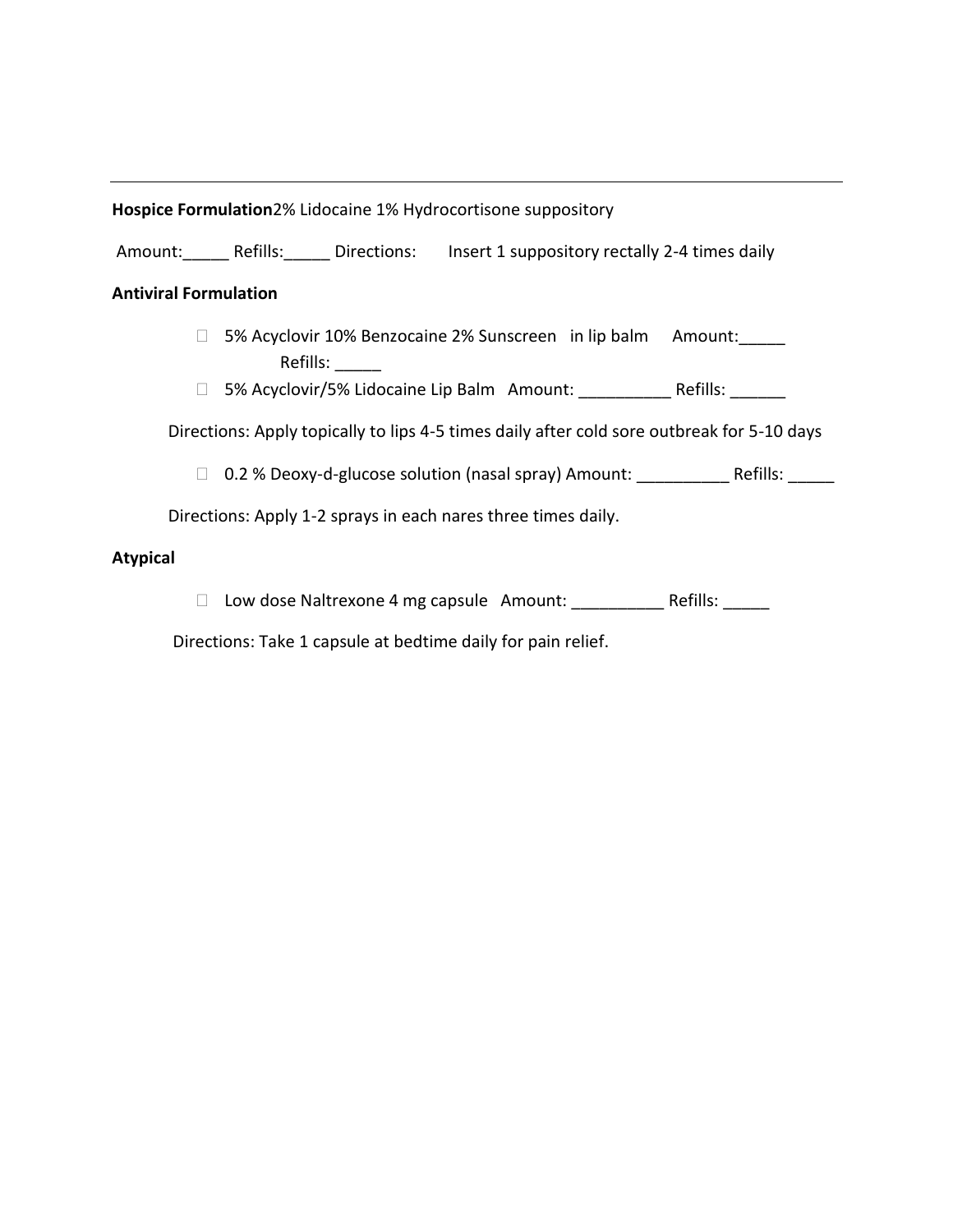---

**Hospice Formulation**2% Lidocaine 1% Hydrocortisone suppository

Amount:_____ Refills:_____ Directions: Insert 1 suppository rectally 2-4 times daily

**Antiviral Formulation**

-  5% Acyclovir 10% Benzocaine 2% Sunscreen in lip balm Amount:_____ Refills: _____
-  5% Acyclovir/5% Lidocaine Lip Balm Amount: __________ Refills: ______

Directions: Apply topically to lips 4-5 times daily after cold sore outbreak for 5-10 days

-  0.2 % Deoxy-d-glucose solution (nasal spray) Amount: __________ Refills: _____

Directions: Apply 1-2 sprays in each nares three times daily.

**Atypical**

-  Low dose Naltrexone 4 mg capsule Amount: __________ Refills: _____

Directions: Take 1 capsule at bedtime daily for pain relief.